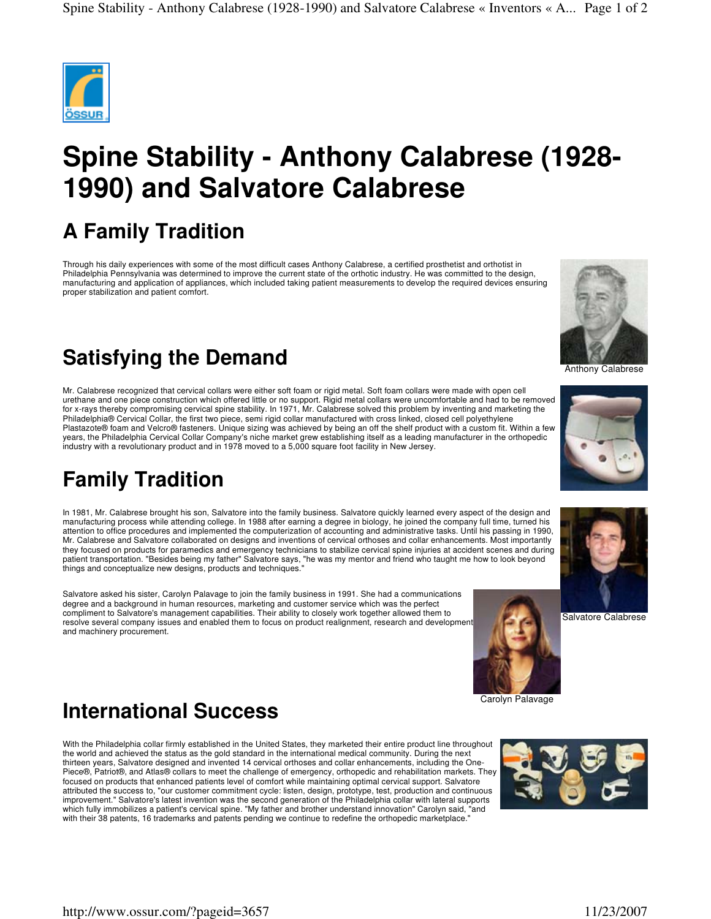# Spine Stability - Anthony Calabrese (1928-1990) and Salvatore Calabrese

## A Family Tradition

Through his daily experiences with some of the most difficult cases Anthony Calabrese, a certified prosthetist and orthotist in Philadelphia Pennsylvania was determined to improve the current state of the orthotic industry. He was committed to the design, manufacturing and application of appliances, which included taking patient measurements to develop the required devices ensuring proper stabilization and patient comfort.

Anthony Calabrese

## Satisfying the Demand

Mr. Calabrese recognized that cervical collars were either soft foam or rigid metal. Soft foam collars were made with open cell urethane and one piece construction which offered little or no support. Rigid metal collars were uncomfortable and had to be removed for x-rays thereby compromising cervical spine stability. In 1971, Mr. Calabrese solved this problem by inventing and marketing the Philadelphia® Cervical Collar, the first two piece, semi rigid collar manufactured with cross linked, closed cell polyethylene Plastazote® foam and Velcro® fasteners. Unique sizing was achieved by being an off the shelf product with a custom fit. Within a few years, the Philadelphia Cervical Collar Company's niche market grew establishing itself as a leading manufacturer in the orthopedic industry with a revolutionary product and in 1978 moved to a 5,000 square foot facility in New Jersey.

## Family Tradition

In 1981, Mr. Calabrese brought his son, Salvatore into the family business. Salvatore quickly learned every aspect of the design and manufacturing process while attending college. In 1988 after earning a degree in biology, he joined the company full time, turned his attention to office procedures and implemented the computerization of accounting and administrative tasks. Until his passing in 1990, Mr. Calabrese and Salvatore collaborated on designs and inventions of cervical orthoses and collar enhancements. Most importantly they focused on products for paramedics and emergency technicians to stabilize cervical spine injuries at accident scenes and during patient transportation. "Besides being my father" Salvatore says, "he was my mentor and friend who taught me how to look beyond things and conceptualize new designs, products and techniques."

Salvatore Calabrese

Salvatore asked his sister, Carolyn Palavage to join the family business in 1991. She had a communications degree and a background in human resources, marketing and customer service which was the perfect compliment to Salvatore's management capabilities. Their ability to closely work together allowed them to resolve several company issues and enabled them to focus on product realignment, research and development and machinery procurement.

Carolyn Palavage

## International Success

With the Philadelphia collar firmly established in the United States, they marketed their entire product line throughout the world and achieved the status as the gold standard in the international medical community. During the next thirteen years, Salvatore designed and invented 14 cervical orthoses and collar enhancements, including the One-Piece®, Patriot®, and Atlas® collars to meet the challenge of emergency, orthopedic and rehabilitation markets. They focused on products that enhanced patients level of comfort while maintaining optimal cervical support. Salvatore attributed the success to, "our customer commitment cycle: listen, design, prototype, test, production and continuous improvement." Salvatore's latest invention was the second generation of the Philadelphia collar with lateral supports which fully immobilizes a patient's cervical spine. "My father and brother understand innovation" Carolyn said, "and with their 38 patents, 16 trademarks and patents pending we continue to redefine the orthopedic marketplace."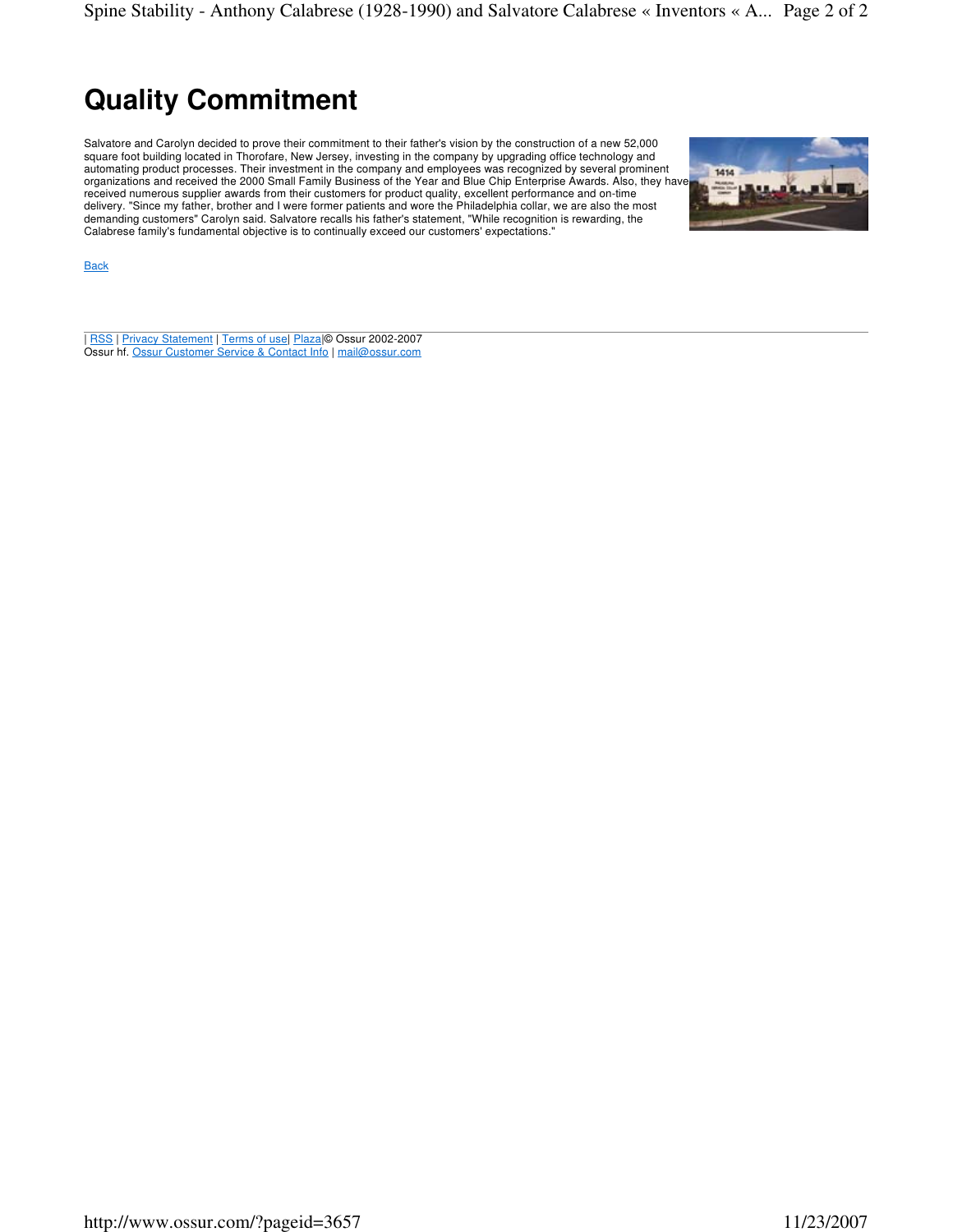# Quality Commitment

Salvatore and Carolyn decided to prove their commitment to their father's vision by the construction of a new 52,000 square foot building located in Thorofare, New Jersey, investing in the company by upgrading office technology and automating product processes. Their investment in the company and employees was recognized by several prominent organizations and received the 2000 Small Family Business of the Year and Blue Chip Enterprise Awards. Also, they have received numerous supplier awards from their customers for product quality, excellent performance and on-time delivery. "Since my father, brother and I were former patients and wore the Philadelphia collar, we are also the most demanding customers" Carolyn said. Salvatore recalls his father's statement, "While recognition is rewarding, the Calabrese family's fundamental objective is to continually exceed our customers' expectations."

Back

| RSS | Privacy Statement | Terms of use| Plaza|© Ossur 2002-2007
Ossur hf. Ossur Customer Service & Contact Info | mail@ossur.com